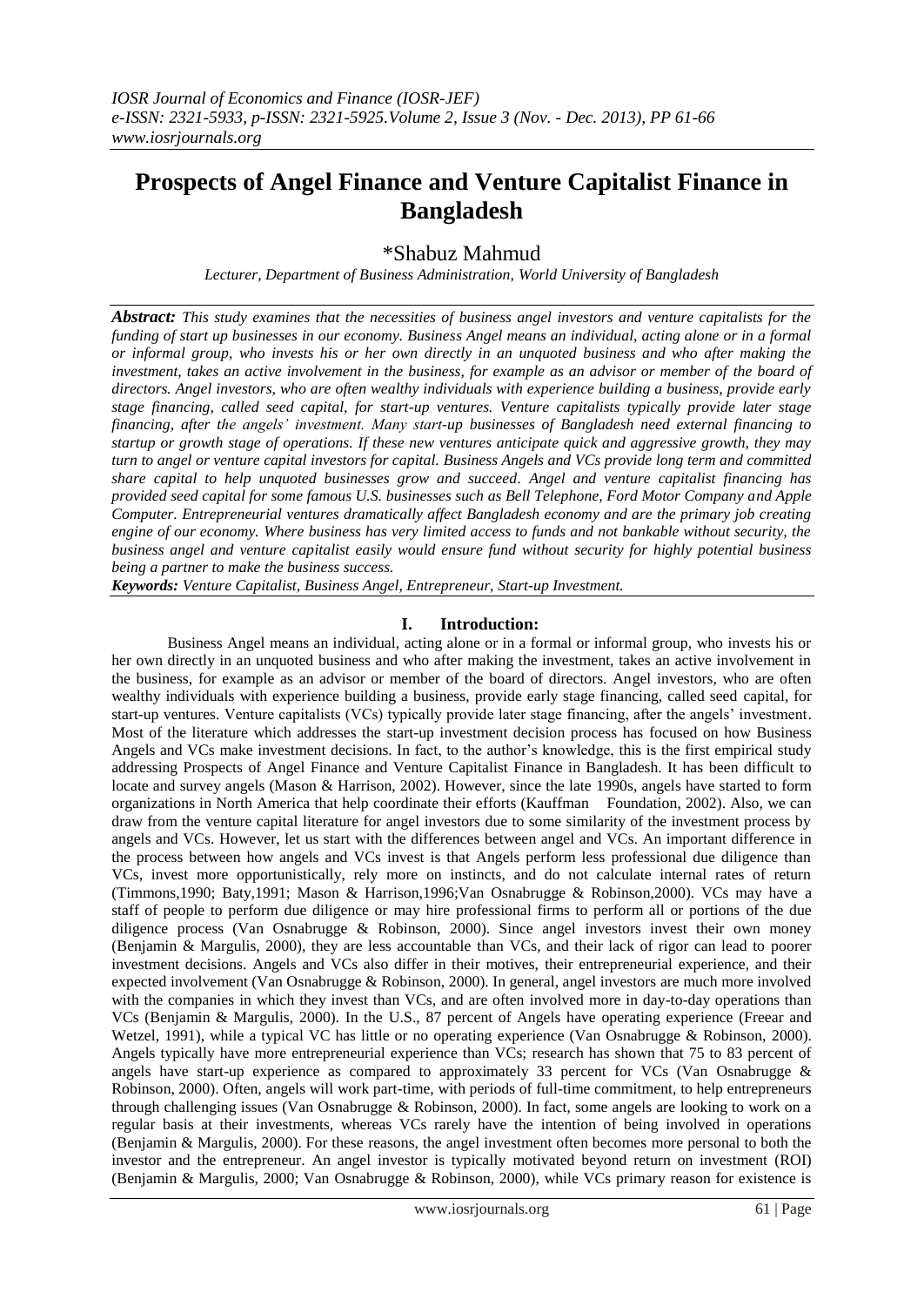# Prospects of Angel Finance and Venture Capitalist Finance in Bangladesh

*Shabuz Mahmud

*Lecturer, Department of Business Administration, World University of Bangladesh*

***Abstract:*** *This study examines that the necessities of business angel investors and venture capitalists for the funding of start up businesses in our economy. Business Angel means an individual, acting alone or in a formal or informal group, who invests his or her own directly in an unquoted business and who after making the investment, takes an active involvement in the business, for example as an advisor or member of the board of directors. Angel investors, who are often wealthy individuals with experience building a business, provide early stage financing, called seed capital, for start-up ventures. Venture capitalists typically provide later stage financing, after the angels' investment. Many start-up businesses of Bangladesh need external financing to startup or growth stage of operations. If these new ventures anticipate quick and aggressive growth, they may turn to angel or venture capital investors for capital. Business Angels and VCs provide long term and committed share capital to help unquoted businesses grow and succeed. Angel and venture capitalist financing has provided seed capital for some famous U.S. businesses such as Bell Telephone, Ford Motor Company and Apple Computer. Entrepreneurial ventures dramatically affect Bangladesh economy and are the primary job creating engine of our economy. Where business has very limited access to funds and not bankable without security, the business angel and venture capitalist easily would ensure fund without security for highly potential business being a partner to make the business success.*

***Keywords:*** *Venture Capitalist, Business Angel, Entrepreneur, Start-up Investment.*

## I. Introduction:

Business Angel means an individual, acting alone or in a formal or informal group, who invests his or her own directly in an unquoted business and who after making the investment, takes an active involvement in the business, for example as an advisor or member of the board of directors. Angel investors, who are often wealthy individuals with experience building a business, provide early stage financing, called seed capital, for start-up ventures. Venture capitalists (VCs) typically provide later stage financing, after the angels' investment. Most of the literature which addresses the start-up investment decision process has focused on how Business Angels and VCs make investment decisions. In fact, to the author's knowledge, this is the first empirical study addressing Prospects of Angel Finance and Venture Capitalist Finance in Bangladesh. It has been difficult to locate and survey angels (Mason & Harrison, 2002). However, since the late 1990s, angels have started to form organizations in North America that help coordinate their efforts (Kauffman Foundation, 2002). Also, we can draw from the venture capital literature for angel investors due to some similarity of the investment process by angels and VCs. However, let us start with the differences between angel and VCs. An important difference in the process between how angels and VCs invest is that Angels perform less professional due diligence than VCs, invest more opportunistically, rely more on instincts, and do not calculate internal rates of return (Timmons,1990; Baty,1991; Mason & Harrison,1996;Van Osnabrugge & Robinson,2000). VCs may have a staff of people to perform due diligence or may hire professional firms to perform all or portions of the due diligence process (Van Osnabrugge & Robinson, 2000). Since angel investors invest their own money (Benjamin & Margulis, 2000), they are less accountable than VCs, and their lack of rigor can lead to poorer investment decisions. Angels and VCs also differ in their motives, their entrepreneurial experience, and their expected involvement (Van Osnabrugge & Robinson, 2000). In general, angel investors are much more involved with the companies in which they invest than VCs, and are often involved more in day-to-day operations than VCs (Benjamin & Margulis, 2000). In the U.S., 87 percent of Angels have operating experience (Freear and Wetzel, 1991), while a typical VC has little or no operating experience (Van Osnabrugge & Robinson, 2000). Angels typically have more entrepreneurial experience than VCs; research has shown that 75 to 83 percent of angels have start-up experience as compared to approximately 33 percent for VCs (Van Osnabrugge & Robinson, 2000). Often, angels will work part-time, with periods of full-time commitment, to help entrepreneurs through challenging issues (Van Osnabrugge & Robinson, 2000). In fact, some angels are looking to work on a regular basis at their investments, whereas VCs rarely have the intention of being involved in operations (Benjamin & Margulis, 2000). For these reasons, the angel investment often becomes more personal to both the investor and the entrepreneur. An angel investor is typically motivated beyond return on investment (ROI) (Benjamin & Margulis, 2000; Van Osnabrugge & Robinson, 2000), while VCs primary reason for existence is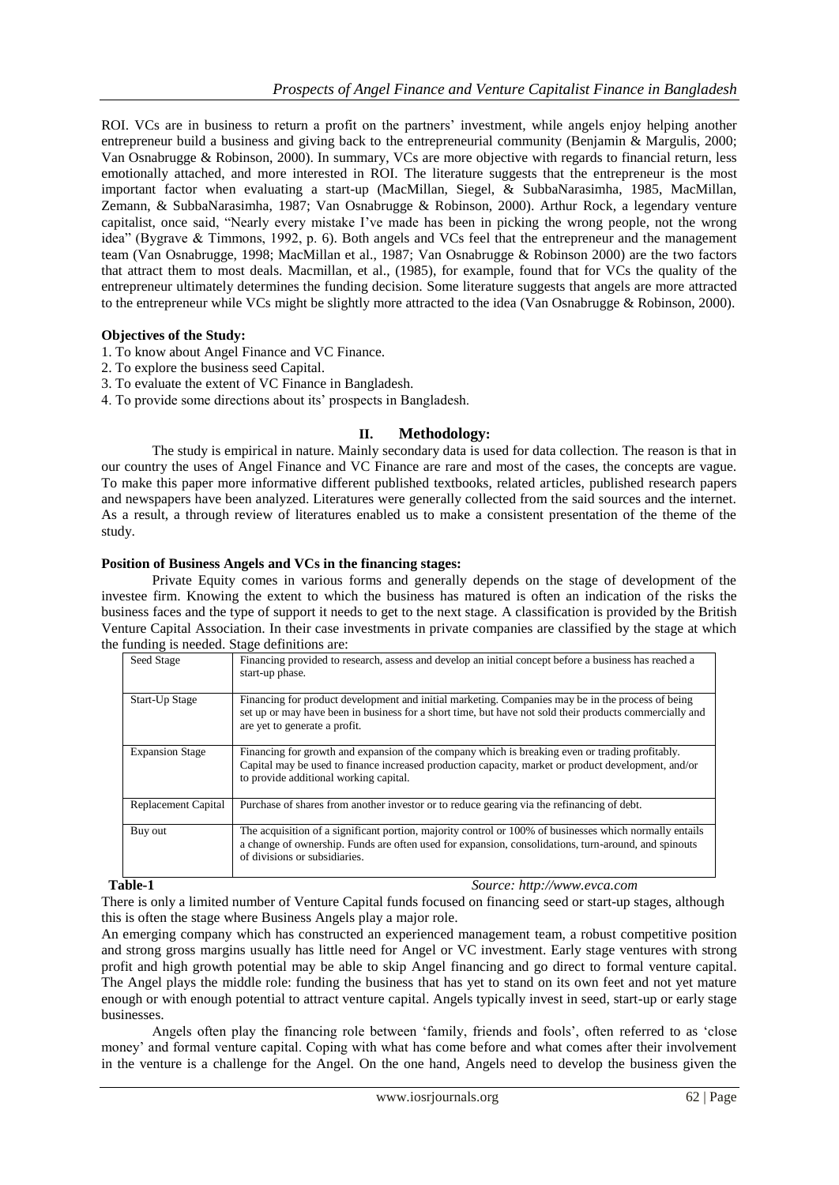ROI. VCs are in business to return a profit on the partners' investment, while angels enjoy helping another entrepreneur build a business and giving back to the entrepreneurial community (Benjamin & Margulis, 2000; Van Osnabrugge & Robinson, 2000). In summary, VCs are more objective with regards to financial return, less emotionally attached, and more interested in ROI. The literature suggests that the entrepreneur is the most important factor when evaluating a start-up (MacMillan, Siegel, & SubbaNarasimha, 1985, MacMillan, Zemann, & SubbaNarasimha, 1987; Van Osnabrugge & Robinson, 2000). Arthur Rock, a legendary venture capitalist, once said, "Nearly every mistake I've made has been in picking the wrong people, not the wrong idea" (Bygrave & Timmons, 1992, p. 6). Both angels and VCs feel that the entrepreneur and the management team (Van Osnabrugge, 1998; MacMillan et al., 1987; Van Osnabrugge & Robinson 2000) are the two factors that attract them to most deals. Macmillan, et al., (1985), for example, found that for VCs the quality of the entrepreneur ultimately determines the funding decision. Some literature suggests that angels are more attracted to the entrepreneur while VCs might be slightly more attracted to the idea (Van Osnabrugge & Robinson, 2000).

**Objectives of the Study:**

1. To know about Angel Finance and VC Finance.
2. To explore the business seed Capital.
3. To evaluate the extent of VC Finance in Bangladesh.
4. To provide some directions about its' prospects in Bangladesh.

## II. Methodology:

The study is empirical in nature. Mainly secondary data is used for data collection. The reason is that in our country the uses of Angel Finance and VC Finance are rare and most of the cases, the concepts are vague. To make this paper more informative different published textbooks, related articles, published research papers and newspapers have been analyzed. Literatures were generally collected from the said sources and the internet. As a result, a through review of literatures enabled us to make a consistent presentation of the theme of the study.

**Position of Business Angels and VCs in the financing stages:**

Private Equity comes in various forms and generally depends on the stage of development of the investee firm. Knowing the extent to which the business has matured is often an indication of the risks the business faces and the type of support it needs to get to the next stage. A classification is provided by the British Venture Capital Association. In their case investments in private companies are classified by the stage at which the funding is needed. Stage definitions are:

| Stage | Definition |
|---|---|
| Seed Stage | Financing provided to research, assess and develop an initial concept before a business has reached a start-up phase. |
| Start-Up Stage | Financing for product development and initial marketing. Companies may be in the process of being set up or may have been in business for a short time, but have not sold their products commercially and are yet to generate a profit. |
| Expansion Stage | Financing for growth and expansion of the company which is breaking even or trading profitably. Capital may be used to finance increased production capacity, market or product development, and/or to provide additional working capital. |
| Replacement Capital | Purchase of shares from another investor or to reduce gearing via the refinancing of debt. |
| Buy out | The acquisition of a significant portion, majority control or 100% of businesses which normally entails a change of ownership. Funds are often used for expansion, consolidations, turn-around, and spinouts of divisions or subsidiaries. |

**Table-1** *Source: http://www.evca.com*

There is only a limited number of Venture Capital funds focused on financing seed or start-up stages, although this is often the stage where Business Angels play a major role.

An emerging company which has constructed an experienced management team, a robust competitive position and strong gross margins usually has little need for Angel or VC investment. Early stage ventures with strong profit and high growth potential may be able to skip Angel financing and go direct to formal venture capital. The Angel plays the middle role: funding the business that has yet to stand on its own feet and not yet mature enough or with enough potential to attract venture capital. Angels typically invest in seed, start-up or early stage businesses.

Angels often play the financing role between 'family, friends and fools', often referred to as 'close money' and formal venture capital. Coping with what has come before and what comes after their involvement in the venture is a challenge for the Angel. On the one hand, Angels need to develop the business given the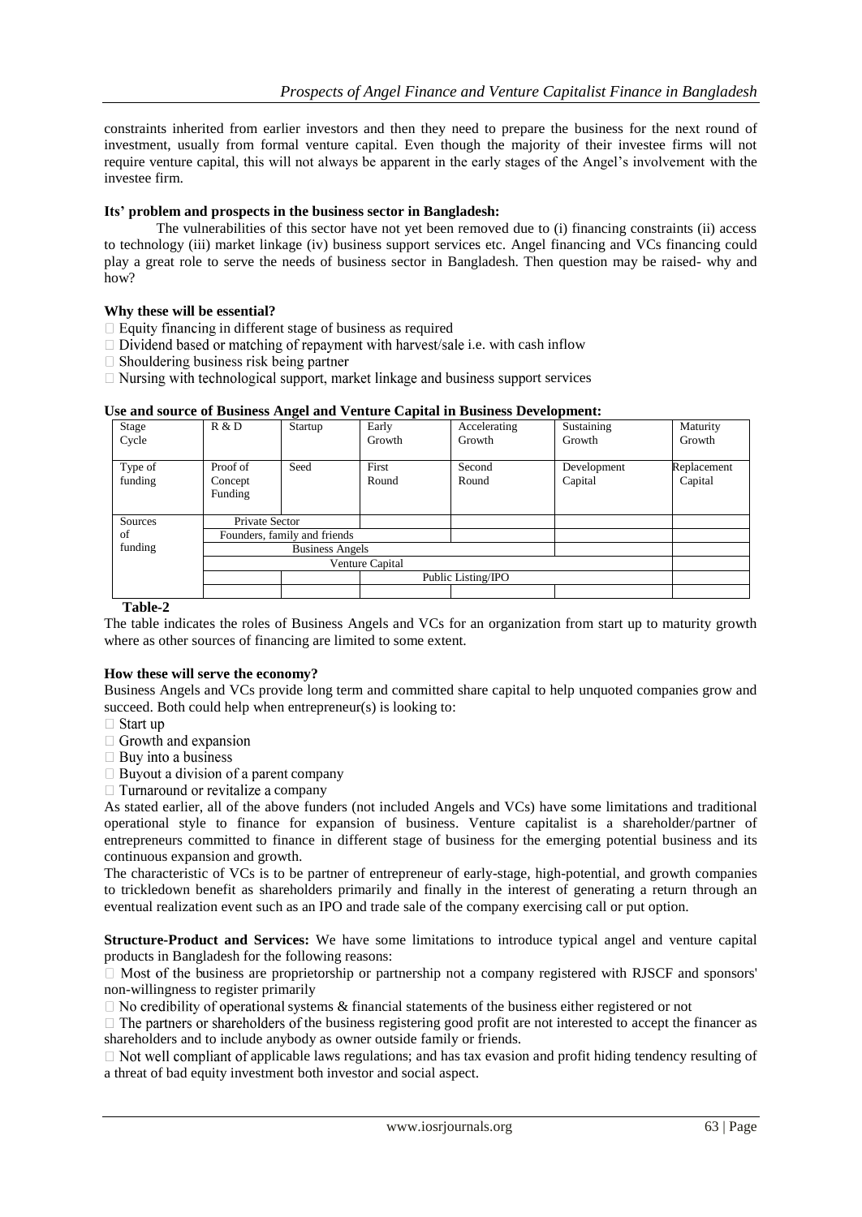constraints inherited from earlier investors and then they need to prepare the business for the next round of investment, usually from formal venture capital. Even though the majority of their investee firms will not require venture capital, this will not always be apparent in the early stages of the Angel's involvement with the investee firm.

**Its' problem and prospects in the business sector in Bangladesh:**

The vulnerabilities of this sector have not yet been removed due to (i) financing constraints (ii) access to technology (iii) market linkage (iv) business support services etc. Angel financing and VCs financing could play a great role to serve the needs of business sector in Bangladesh. Then question may be raised- why and how?

**Why these will be essential?**

- Equity financing in different stage of business as required
- Dividend based or matching of repayment with harvest/sale i.e. with cash inflow
- Shouldering business risk being partner
- Nursing with technological support, market linkage and business support services

**Use and source of Business Angel and Venture Capital in Business Development:**

| Stage Cycle | R & D | Startup | Early Growth | Accelerating Growth | Sustaining Growth | Maturity Growth |
|---|---|---|---|---|---|---|
| Type of funding | Proof of Concept Funding | Seed | First Round | Second Round | Development Capital | Replacement Capital |
| Sources of funding | Private Sector | | | | | |
| | Founders, family and friends | | | | | |
| | Business Angels | | | | | |
| | Venture Capital | | | | | |
| | | | Public Listing/IPO | | | |

**Table-2**

The table indicates the roles of Business Angels and VCs for an organization from start up to maturity growth where as other sources of financing are limited to some extent.

**How these will serve the economy?**

Business Angels and VCs provide long term and committed share capital to help unquoted companies grow and succeed. Both could help when entrepreneur(s) is looking to:

- Start up
- Growth and expansion
- Buy into a business
- Buyout a division of a parent company
- Turnaround or revitalize a company

As stated earlier, all of the above funders (not included Angels and VCs) have some limitations and traditional operational style to finance for expansion of business. Venture capitalist is a shareholder/partner of entrepreneurs committed to finance in different stage of business for the emerging potential business and its continuous expansion and growth.

The characteristic of VCs is to be partner of entrepreneur of early-stage, high-potential, and growth companies to trickledown benefit as shareholders primarily and finally in the interest of generating a return through an eventual realization event such as an IPO and trade sale of the company exercising call or put option.

**Structure-Product and Services:** We have some limitations to introduce typical angel and venture capital products in Bangladesh for the following reasons:

- Most of the business are proprietorship or partnership not a company registered with RJSCF and sponsors' non-willingness to register primarily
- No credibility of operational systems & financial statements of the business either registered or not
- The partners or shareholders of the business registering good profit are not interested to accept the financer as shareholders and to include anybody as owner outside family or friends.
- Not well compliant of applicable laws regulations; and has tax evasion and profit hiding tendency resulting of a threat of bad equity investment both investor and social aspect.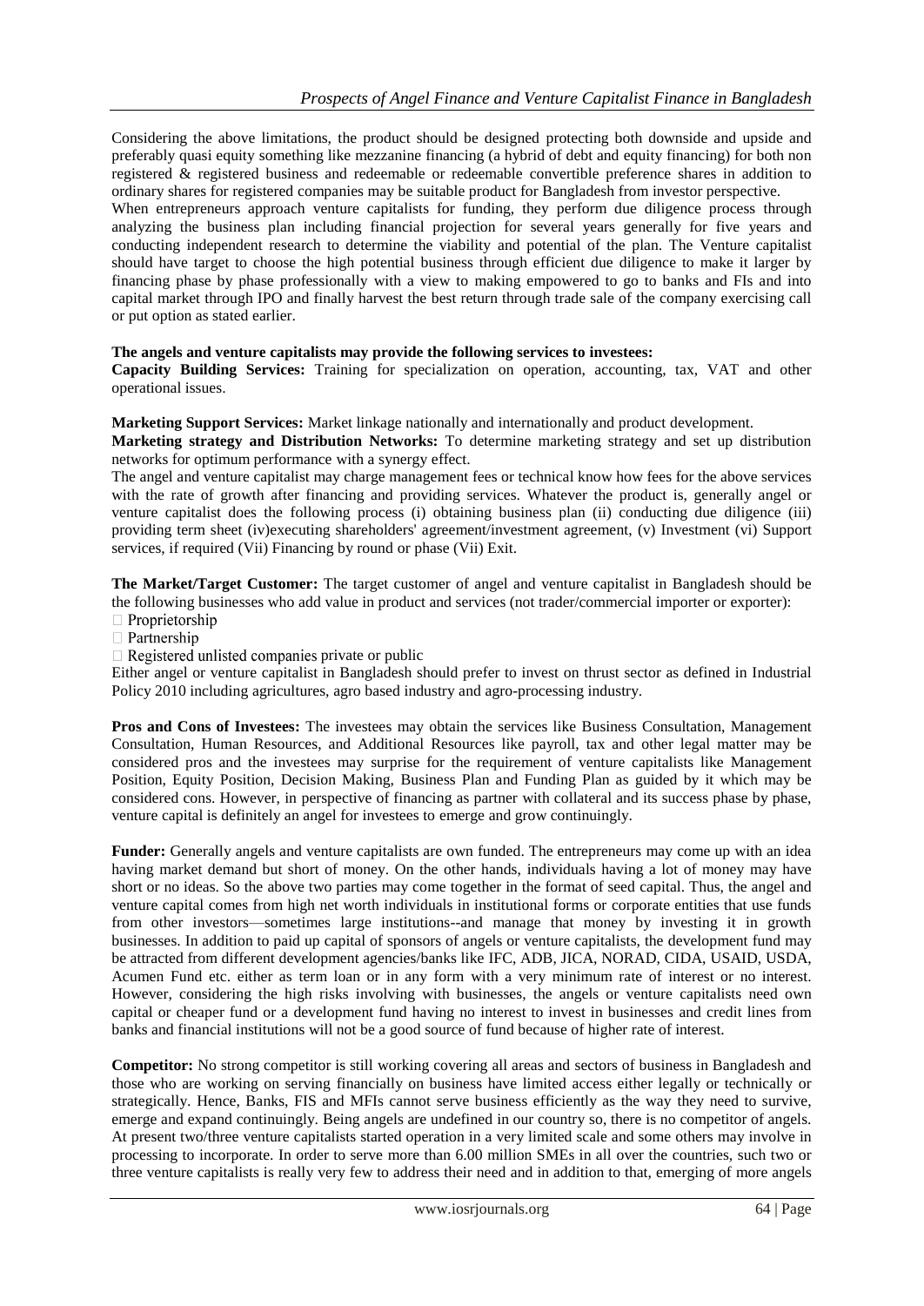Considering the above limitations, the product should be designed protecting both downside and upside and preferably quasi equity something like mezzanine financing (a hybrid of debt and equity financing) for both non registered & registered business and redeemable or redeemable convertible preference shares in addition to ordinary shares for registered companies may be suitable product for Bangladesh from investor perspective.

When entrepreneurs approach venture capitalists for funding, they perform due diligence process through analyzing the business plan including financial projection for several years generally for five years and conducting independent research to determine the viability and potential of the plan. The Venture capitalist should have target to choose the high potential business through efficient due diligence to make it larger by financing phase by phase professionally with a view to making empowered to go to banks and FIs and into capital market through IPO and finally harvest the best return through trade sale of the company exercising call or put option as stated earlier.

**The angels and venture capitalists may provide the following services to investees:**

**Capacity Building Services:** Training for specialization on operation, accounting, tax, VAT and other operational issues.

**Marketing Support Services:** Market linkage nationally and internationally and product development.

**Marketing strategy and Distribution Networks:** To determine marketing strategy and set up distribution networks for optimum performance with a synergy effect.

The angel and venture capitalist may charge management fees or technical know how fees for the above services with the rate of growth after financing and providing services. Whatever the product is, generally angel or venture capitalist does the following process (i) obtaining business plan (ii) conducting due diligence (iii) providing term sheet (iv)executing shareholders' agreement/investment agreement, (v) Investment (vi) Support services, if required (Vii) Financing by round or phase (Vii) Exit.

**The Market/Target Customer:** The target customer of angel and venture capitalist in Bangladesh should be the following businesses who add value in product and services (not trader/commercial importer or exporter):

- Proprietorship
- Partnership
- Registered unlisted companies private or public

Either angel or venture capitalist in Bangladesh should prefer to invest on thrust sector as defined in Industrial Policy 2010 including agricultures, agro based industry and agro-processing industry.

**Pros and Cons of Investees:** The investees may obtain the services like Business Consultation, Management Consultation, Human Resources, and Additional Resources like payroll, tax and other legal matter may be considered pros and the investees may surprise for the requirement of venture capitalists like Management Position, Equity Position, Decision Making, Business Plan and Funding Plan as guided by it which may be considered cons. However, in perspective of financing as partner with collateral and its success phase by phase, venture capital is definitely an angel for investees to emerge and grow continuingly.

**Funder:** Generally angels and venture capitalists are own funded. The entrepreneurs may come up with an idea having market demand but short of money. On the other hands, individuals having a lot of money may have short or no ideas. So the above two parties may come together in the format of seed capital. Thus, the angel and venture capital comes from high net worth individuals in institutional forms or corporate entities that use funds from other investors—sometimes large institutions--and manage that money by investing it in growth businesses. In addition to paid up capital of sponsors of angels or venture capitalists, the development fund may be attracted from different development agencies/banks like IFC, ADB, JICA, NORAD, CIDA, USAID, USDA, Acumen Fund etc. either as term loan or in any form with a very minimum rate of interest or no interest. However, considering the high risks involving with businesses, the angels or venture capitalists need own capital or cheaper fund or a development fund having no interest to invest in businesses and credit lines from banks and financial institutions will not be a good source of fund because of higher rate of interest.

**Competitor:** No strong competitor is still working covering all areas and sectors of business in Bangladesh and those who are working on serving financially on business have limited access either legally or technically or strategically. Hence, Banks, FIS and MFIs cannot serve business efficiently as the way they need to survive, emerge and expand continuingly. Being angels are undefined in our country so, there is no competitor of angels. At present two/three venture capitalists started operation in a very limited scale and some others may involve in processing to incorporate. In order to serve more than 6.00 million SMEs in all over the countries, such two or three venture capitalists is really very few to address their need and in addition to that, emerging of more angels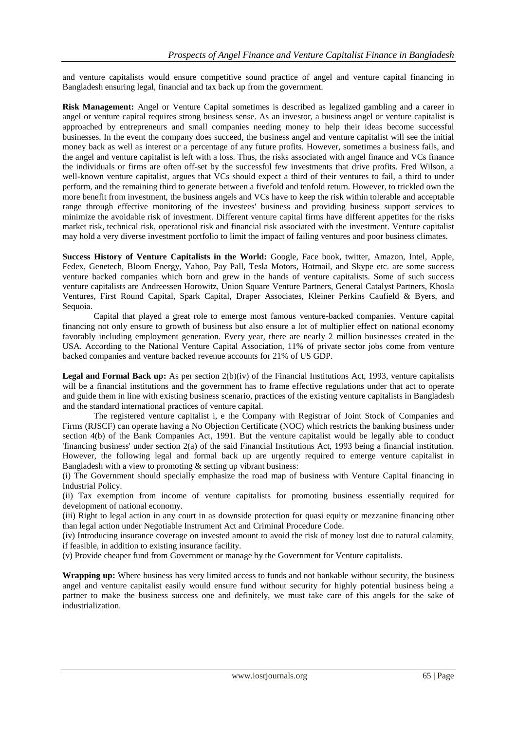and venture capitalists would ensure competitive sound practice of angel and venture capital financing in Bangladesh ensuring legal, financial and tax back up from the government.

**Risk Management:** Angel or Venture Capital sometimes is described as legalized gambling and a career in angel or venture capital requires strong business sense. As an investor, a business angel or venture capitalist is approached by entrepreneurs and small companies needing money to help their ideas become successful businesses. In the event the company does succeed, the business angel and venture capitalist will see the initial money back as well as interest or a percentage of any future profits. However, sometimes a business fails, and the angel and venture capitalist is left with a loss. Thus, the risks associated with angel finance and VCs finance the individuals or firms are often off-set by the successful few investments that drive profits. Fred Wilson, a well-known venture capitalist, argues that VCs should expect a third of their ventures to fail, a third to under perform, and the remaining third to generate between a fivefold and tenfold return. However, to trickled own the more benefit from investment, the business angels and VCs have to keep the risk within tolerable and acceptable range through effective monitoring of the investees' business and providing business support services to minimize the avoidable risk of investment. Different venture capital firms have different appetites for the risks market risk, technical risk, operational risk and financial risk associated with the investment. Venture capitalist may hold a very diverse investment portfolio to limit the impact of failing ventures and poor business climates.

**Success History of Venture Capitalists in the World:** Google, Face book, twitter, Amazon, Intel, Apple, Fedex, Genetech, Bloom Energy, Yahoo, Pay Pall, Tesla Motors, Hotmail, and Skype etc. are some success venture backed companies which born and grew in the hands of venture capitalists. Some of such success venture capitalists are Andreessen Horowitz, Union Square Venture Partners, General Catalyst Partners, Khosla Ventures, First Round Capital, Spark Capital, Draper Associates, Kleiner Perkins Caufield & Byers, and Sequoia.

Capital that played a great role to emerge most famous venture-backed companies. Venture capital financing not only ensure to growth of business but also ensure a lot of multiplier effect on national economy favorably including employment generation. Every year, there are nearly 2 million businesses created in the USA. According to the National Venture Capital Association, 11% of private sector jobs come from venture backed companies and venture backed revenue accounts for 21% of US GDP.

**Legal and Formal Back up:** As per section 2(b)(iv) of the Financial Institutions Act, 1993, venture capitalists will be a financial institutions and the government has to frame effective regulations under that act to operate and guide them in line with existing business scenario, practices of the existing venture capitalists in Bangladesh and the standard international practices of venture capital.

The registered venture capitalist i, e the Company with Registrar of Joint Stock of Companies and Firms (RJSCF) can operate having a No Objection Certificate (NOC) which restricts the banking business under section 4(b) of the Bank Companies Act, 1991. But the venture capitalist would be legally able to conduct 'financing business' under section 2(a) of the said Financial Institutions Act, 1993 being a financial institution. However, the following legal and formal back up are urgently required to emerge venture capitalist in Bangladesh with a view to promoting & setting up vibrant business:

(i) The Government should specially emphasize the road map of business with Venture Capital financing in Industrial Policy.

(ii) Tax exemption from income of venture capitalists for promoting business essentially required for development of national economy.

(iii) Right to legal action in any court in as downside protection for quasi equity or mezzanine financing other than legal action under Negotiable Instrument Act and Criminal Procedure Code.

(iv) Introducing insurance coverage on invested amount to avoid the risk of money lost due to natural calamity, if feasible, in addition to existing insurance facility.

(v) Provide cheaper fund from Government or manage by the Government for Venture capitalists.

**Wrapping up:** Where business has very limited access to funds and not bankable without security, the business angel and venture capitalist easily would ensure fund without security for highly potential business being a partner to make the business success one and definitely, we must take care of this angels for the sake of industrialization.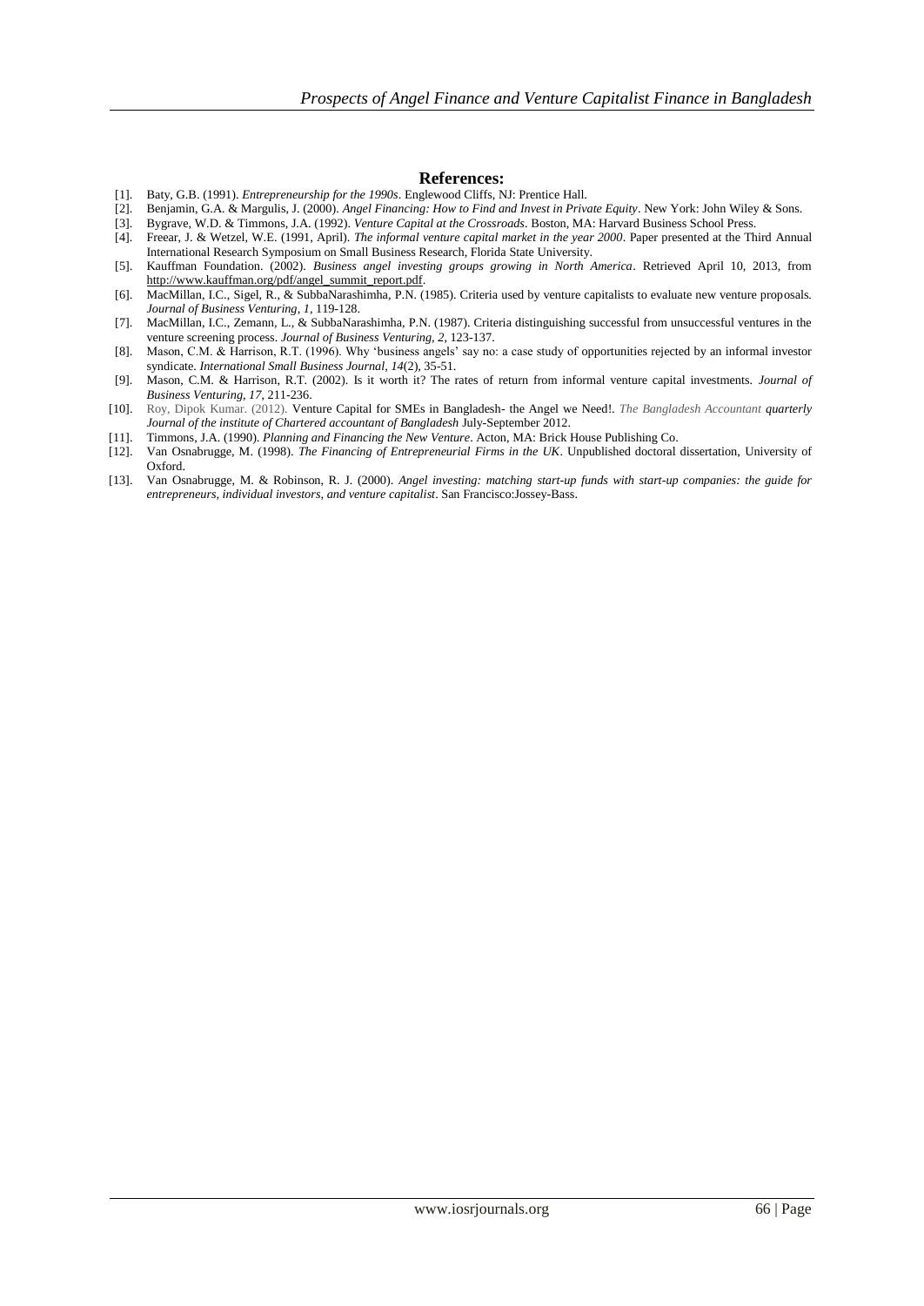## References:

[1]. Baty, G.B. (1991). *Entrepreneurship for the 1990s*. Englewood Cliffs, NJ: Prentice Hall.

[2]. Benjamin, G.A. & Margulis, J. (2000). *Angel Financing: How to Find and Invest in Private Equity*. New York: John Wiley & Sons.

[3]. Bygrave, W.D. & Timmons, J.A. (1992). *Venture Capital at the Crossroads*. Boston, MA: Harvard Business School Press.

[4]. Freear, J. & Wetzel, W.E. (1991, April). *The informal venture capital market in the year 2000*. Paper presented at the Third Annual International Research Symposium on Small Business Research, Florida State University.

[5]. Kauffman Foundation. (2002). *Business angel investing groups growing in North America*. Retrieved April 10, 2013, from http://www.kauffman.org/pdf/angel_summit_report.pdf.

[6]. MacMillan, I.C., Sigel, R., & SubbaNarashimha, P.N. (1985). Criteria used by venture capitalists to evaluate new venture proposals. *Journal of Business Venturing, 1*, 119-128.

[7]. MacMillan, I.C., Zemann, L., & SubbaNarashimha, P.N. (1987). Criteria distinguishing successful from unsuccessful ventures in the venture screening process. *Journal of Business Venturing, 2*, 123-137.

[8]. Mason, C.M. & Harrison, R.T. (1996). Why 'business angels' say no: a case study of opportunities rejected by an informal investor syndicate. *International Small Business Journal, 14*(2), 35-51.

[9]. Mason, C.M. & Harrison, R.T. (2002). Is it worth it? The rates of return from informal venture capital investments. *Journal of Business Venturing, 17*, 211-236.

[10]. Roy, Dipok Kumar. (2012). Venture Capital for SMEs in Bangladesh- the Angel we Need!. *The Bangladesh Accountant quarterly Journal of the institute of Chartered accountant of Bangladesh* July-September 2012.

[11]. Timmons, J.A. (1990). *Planning and Financing the New Venture*. Acton, MA: Brick House Publishing Co.

[12]. Van Osnabrugge, M. (1998). *The Financing of Entrepreneurial Firms in the UK*. Unpublished doctoral dissertation, University of Oxford.

[13]. Van Osnabrugge, M. & Robinson, R. J. (2000). *Angel investing: matching start-up funds with start-up companies: the guide for entrepreneurs, individual investors, and venture capitalist*. San Francisco:Jossey-Bass.